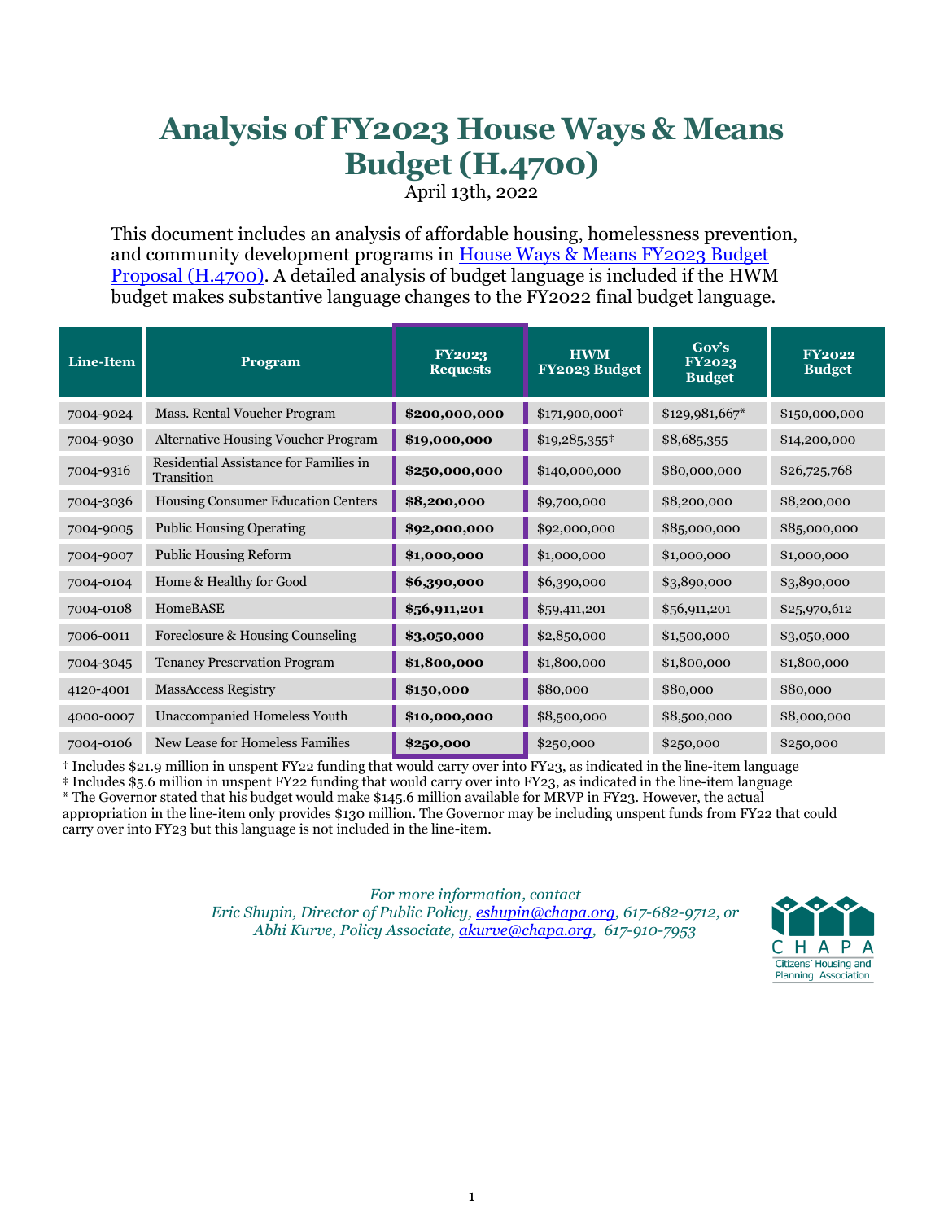# Analysis of FY2023 House Ways & Means Budget (H.4700)

April 13th, 2022

This document includes an analysis of affordable housing, homelessness prevention, and community development programs in [House Ways & Means FY2023 Budget Proposal (H.4700)](). A detailed analysis of budget language is included if the HWM budget makes substantive language changes to the FY2022 final budget language.

| Line-Item | Program | FY2023 Requests | HWM FY2023 Budget | Gov's FY2023 Budget | FY2022 Budget |
|---|---|---|---|---|---|
| 7004-9024 | Mass. Rental Voucher Program | **$200,000,000** | $171,900,000† | $129,981,667* | $150,000,000 |
| 7004-9030 | Alternative Housing Voucher Program | **$19,000,000** | $19,285,355‡ | $8,685,355 | $14,200,000 |
| 7004-9316 | Residential Assistance for Families in Transition | **$250,000,000** | $140,000,000 | $80,000,000 | $26,725,768 |
| 7004-3036 | Housing Consumer Education Centers | **$8,200,000** | $9,700,000 | $8,200,000 | $8,200,000 |
| 7004-9005 | Public Housing Operating | **$92,000,000** | $92,000,000 | $85,000,000 | $85,000,000 |
| 7004-9007 | Public Housing Reform | **$1,000,000** | $1,000,000 | $1,000,000 | $1,000,000 |
| 7004-0104 | Home & Healthy for Good | **$6,390,000** | $6,390,000 | $3,890,000 | $3,890,000 |
| 7004-0108 | HomeBASE | **$56,911,201** | $59,411,201 | $56,911,201 | $25,970,612 |
| 7006-0011 | Foreclosure & Housing Counseling | **$3,050,000** | $2,850,000 | $1,500,000 | $3,050,000 |
| 7004-3045 | Tenancy Preservation Program | **$1,800,000** | $1,800,000 | $1,800,000 | $1,800,000 |
| 4120-4001 | MassAccess Registry | **$150,000** | $80,000 | $80,000 | $80,000 |
| 4000-0007 | Unaccompanied Homeless Youth | **$10,000,000** | $8,500,000 | $8,500,000 | $8,000,000 |
| 7004-0106 | New Lease for Homeless Families | **$250,000** | $250,000 | $250,000 | $250,000 |

† Includes $21.9 million in unspent FY22 funding that would carry over into FY23, as indicated in the line-item language
‡ Includes $5.6 million in unspent FY22 funding that would carry over into FY23, as indicated in the line-item language
* The Governor stated that his budget would make $145.6 million available for MRVP in FY23. However, the actual appropriation in the line-item only provides $130 million. The Governor may be including unspent funds from FY22 that could carry over into FY23 but this language is not included in the line-item.

*For more information, contact*
*Eric Shupin, Director of Public Policy, [eshupin@chapa.org](), 617-682-9712, or*
*Abhi Kurve, Policy Associate, [akurve@chapa.org](), 617-910-7953*

CHAPA
Citizens' Housing and Planning Association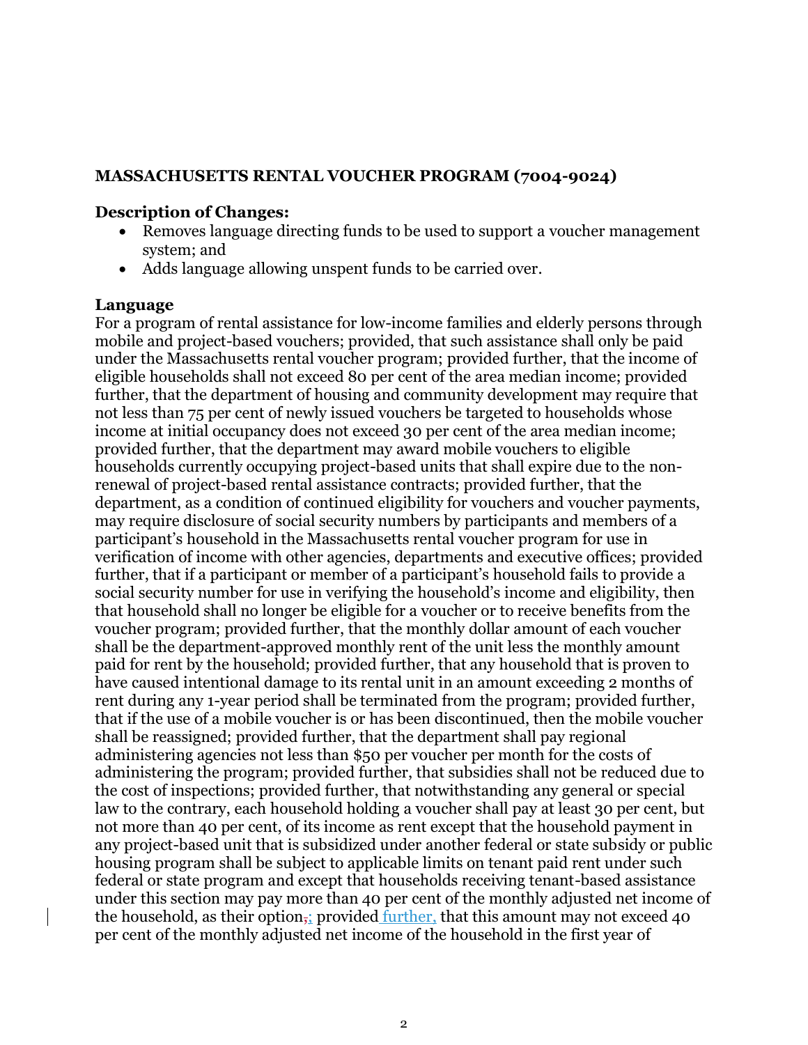**MASSACHUSETTS RENTAL VOUCHER PROGRAM (7004-9024)**

**Description of Changes:**

- Removes language directing funds to be used to support a voucher management system; and
- Adds language allowing unspent funds to be carried over.

**Language**

For a program of rental assistance for low-income families and elderly persons through mobile and project-based vouchers; provided, that such assistance shall only be paid under the Massachusetts rental voucher program; provided further, that the income of eligible households shall not exceed 80 per cent of the area median income; provided further, that the department of housing and community development may require that not less than 75 per cent of newly issued vouchers be targeted to households whose income at initial occupancy does not exceed 30 per cent of the area median income; provided further, that the department may award mobile vouchers to eligible households currently occupying project-based units that shall expire due to the non-renewal of project-based rental assistance contracts; provided further, that the department, as a condition of continued eligibility for vouchers and voucher payments, may require disclosure of social security numbers by participants and members of a participant's household in the Massachusetts rental voucher program for use in verification of income with other agencies, departments and executive offices; provided further, that if a participant or member of a participant's household fails to provide a social security number for use in verifying the household's income and eligibility, then that household shall no longer be eligible for a voucher or to receive benefits from the voucher program; provided further, that the monthly dollar amount of each voucher shall be the department-approved monthly rent of the unit less the monthly amount paid for rent by the household; provided further, that any household that is proven to have caused intentional damage to its rental unit in an amount exceeding 2 months of rent during any 1-year period shall be terminated from the program; provided further, that if the use of a mobile voucher is or has been discontinued, then the mobile voucher shall be reassigned; provided further, that the department shall pay regional administering agencies not less than $50 per voucher per month for the costs of administering the program; provided further, that subsidies shall not be reduced due to the cost of inspections; provided further, that notwithstanding any general or special law to the contrary, each household holding a voucher shall pay at least 30 per cent, but not more than 40 per cent, of its income as rent except that the household payment in any project-based unit that is subsidized under another federal or state subsidy or public housing program shall be subject to applicable limits on tenant paid rent under such federal or state program and except that households receiving tenant-based assistance under this section may pay more than 40 per cent of the monthly adjusted net income of the household, as their option~~,~~; provided further, that this amount may not exceed 40 per cent of the monthly adjusted net income of the household in the first year of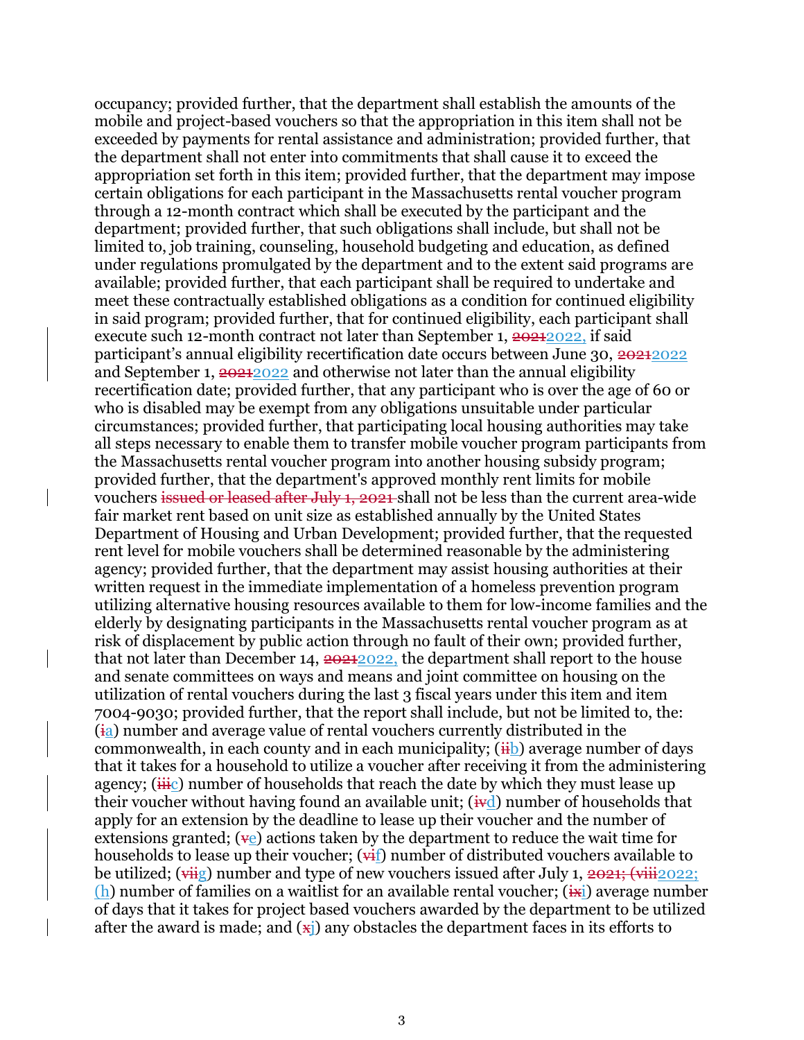occupancy; provided further, that the department shall establish the amounts of the mobile and project-based vouchers so that the appropriation in this item shall not be exceeded by payments for rental assistance and administration; provided further, that the department shall not enter into commitments that shall cause it to exceed the appropriation set forth in this item; provided further, that the department may impose certain obligations for each participant in the Massachusetts rental voucher program through a 12-month contract which shall be executed by the participant and the department; provided further, that such obligations shall include, but shall not be limited to, job training, counseling, household budgeting and education, as defined under regulations promulgated by the department and to the extent said programs are available; provided further, that each participant shall be required to undertake and meet these contractually established obligations as a condition for continued eligibility in said program; provided further, that for continued eligibility, each participant shall execute such 12-month contract not later than September 1, ~~2021~~2022, if said participant's annual eligibility recertification date occurs between June 30, ~~2021~~2022 and September 1, ~~2021~~2022 and otherwise not later than the annual eligibility recertification date; provided further, that any participant who is over the age of 60 or who is disabled may be exempt from any obligations unsuitable under particular circumstances; provided further, that participating local housing authorities may take all steps necessary to enable them to transfer mobile voucher program participants from the Massachusetts rental voucher program into another housing subsidy program; provided further, that the department's approved monthly rent limits for mobile vouchers ~~issued or leased after July 1, 2021~~ shall not be less than the current area-wide fair market rent based on unit size as established annually by the United States Department of Housing and Urban Development; provided further, that the requested rent level for mobile vouchers shall be determined reasonable by the administering agency; provided further, that the department may assist housing authorities at their written request in the immediate implementation of a homeless prevention program utilizing alternative housing resources available to them for low-income families and the elderly by designating participants in the Massachusetts rental voucher program as at risk of displacement by public action through no fault of their own; provided further, that not later than December 14, ~~2021~~2022, the department shall report to the house and senate committees on ways and means and joint committee on housing on the utilization of rental vouchers during the last 3 fiscal years under this item and item 7004-9030; provided further, that the report shall include, but not be limited to, the: (~~i~~a) number and average value of rental vouchers currently distributed in the commonwealth, in each county and in each municipality; (~~ii~~b) average number of days that it takes for a household to utilize a voucher after receiving it from the administering agency; (~~iii~~c) number of households that reach the date by which they must lease up their voucher without having found an available unit; (~~iv~~d) number of households that apply for an extension by the deadline to lease up their voucher and the number of extensions granted; (~~v~~e) actions taken by the department to reduce the wait time for households to lease up their voucher; (~~vi~~f) number of distributed vouchers available to be utilized; (~~vii~~g) number and type of new vouchers issued after July 1, ~~2021; (viii~~2022; (h) number of families on a waitlist for an available rental voucher; (~~ix~~i) average number of days that it takes for project based vouchers awarded by the department to be utilized after the award is made; and (~~x~~j) any obstacles the department faces in its efforts to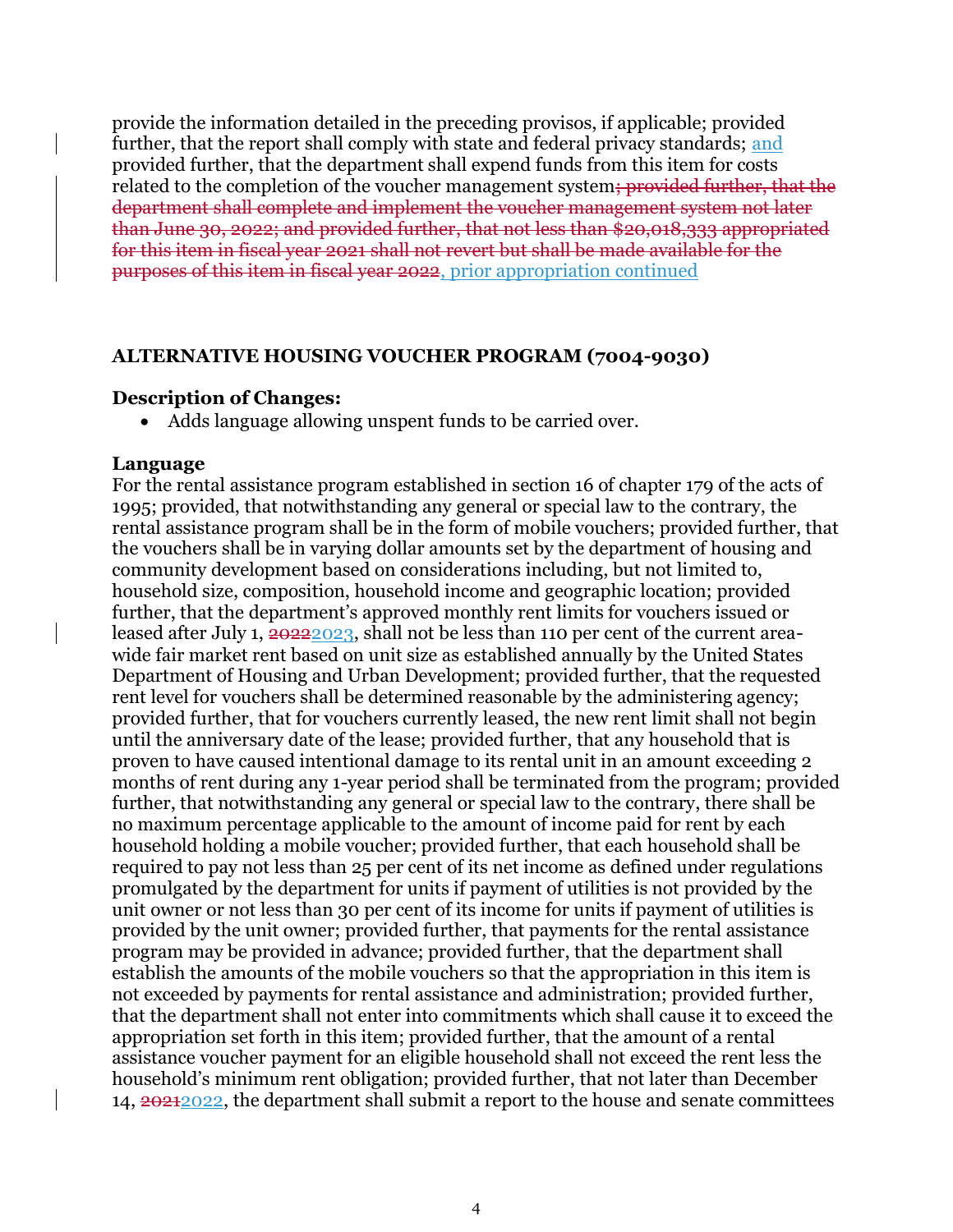provide the information detailed in the preceding provisos, if applicable; provided further, that the report shall comply with state and federal privacy standards; and provided further, that the department shall expend funds from this item for costs related to the completion of the voucher management system~~; provided further, that the department shall complete and implement the voucher management system not later than June 30, 2022; and provided further, that not less than $20,018,333 appropriated for this item in fiscal year 2021 shall not revert but shall be made available for the purposes of this item in fiscal year 2022~~, prior appropriation continued

### ALTERNATIVE HOUSING VOUCHER PROGRAM (7004-9030)

**Description of Changes:**

- Adds language allowing unspent funds to be carried over.

**Language**

For the rental assistance program established in section 16 of chapter 179 of the acts of 1995; provided, that notwithstanding any general or special law to the contrary, the rental assistance program shall be in the form of mobile vouchers; provided further, that the vouchers shall be in varying dollar amounts set by the department of housing and community development based on considerations including, but not limited to, household size, composition, household income and geographic location; provided further, that the department's approved monthly rent limits for vouchers issued or leased after July 1, ~~2022~~2023, shall not be less than 110 per cent of the current area-wide fair market rent based on unit size as established annually by the United States Department of Housing and Urban Development; provided further, that the requested rent level for vouchers shall be determined reasonable by the administering agency; provided further, that for vouchers currently leased, the new rent limit shall not begin until the anniversary date of the lease; provided further, that any household that is proven to have caused intentional damage to its rental unit in an amount exceeding 2 months of rent during any 1-year period shall be terminated from the program; provided further, that notwithstanding any general or special law to the contrary, there shall be no maximum percentage applicable to the amount of income paid for rent by each household holding a mobile voucher; provided further, that each household shall be required to pay not less than 25 per cent of its net income as defined under regulations promulgated by the department for units if payment of utilities is not provided by the unit owner or not less than 30 per cent of its income for units if payment of utilities is provided by the unit owner; provided further, that payments for the rental assistance program may be provided in advance; provided further, that the department shall establish the amounts of the mobile vouchers so that the appropriation in this item is not exceeded by payments for rental assistance and administration; provided further, that the department shall not enter into commitments which shall cause it to exceed the appropriation set forth in this item; provided further, that the amount of a rental assistance voucher payment for an eligible household shall not exceed the rent less the household's minimum rent obligation; provided further, that not later than December 14, ~~2021~~2022, the department shall submit a report to the house and senate committees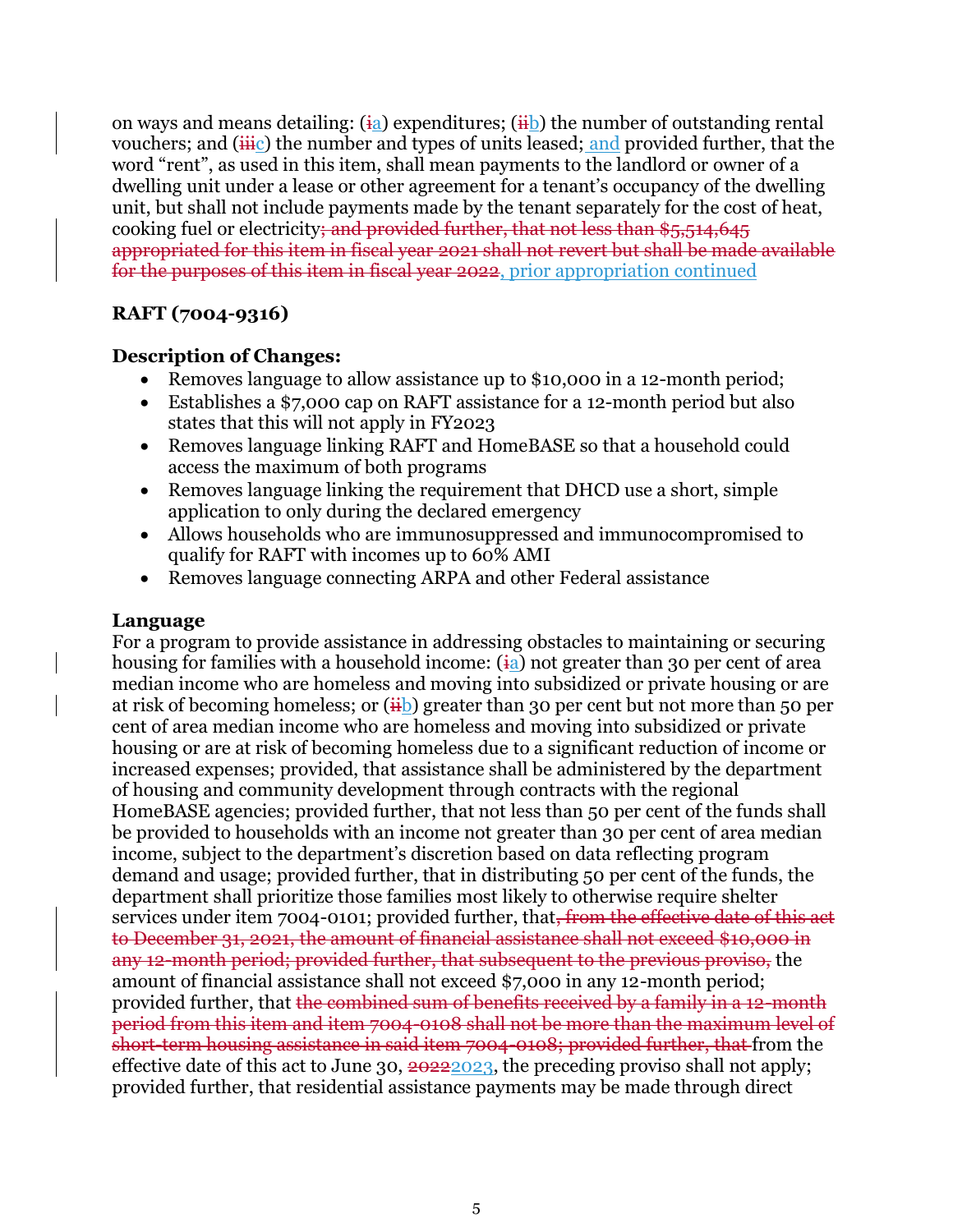on ways and means detailing: (~~i~~a) expenditures; (~~ii~~b) the number of outstanding rental vouchers; and (~~iii~~c) the number and types of units leased; and provided further, that the word "rent", as used in this item, shall mean payments to the landlord or owner of a dwelling unit under a lease or other agreement for a tenant's occupancy of the dwelling unit, but shall not include payments made by the tenant separately for the cost of heat, cooking fuel or electricity~~; and provided further, that not less than $5,514,645 appropriated for this item in fiscal year 2021 shall not revert but shall be made available for the purposes of this item in fiscal year 2022~~, prior appropriation continued

**RAFT (7004-9316)**

**Description of Changes:**

- Removes language to allow assistance up to $10,000 in a 12-month period;
- Establishes a $7,000 cap on RAFT assistance for a 12-month period but also states that this will not apply in FY2023
- Removes language linking RAFT and HomeBASE so that a household could access the maximum of both programs
- Removes language linking the requirement that DHCD use a short, simple application to only during the declared emergency
- Allows households who are immunosuppressed and immunocompromised to qualify for RAFT with incomes up to 60% AMI
- Removes language connecting ARPA and other Federal assistance

**Language**

For a program to provide assistance in addressing obstacles to maintaining or securing housing for families with a household income: (~~i~~a) not greater than 30 per cent of area median income who are homeless and moving into subsidized or private housing or are at risk of becoming homeless; or (~~ii~~b) greater than 30 per cent but not more than 50 per cent of area median income who are homeless and moving into subsidized or private housing or are at risk of becoming homeless due to a significant reduction of income or increased expenses; provided, that assistance shall be administered by the department of housing and community development through contracts with the regional HomeBASE agencies; provided further, that not less than 50 per cent of the funds shall be provided to households with an income not greater than 30 per cent of area median income, subject to the department's discretion based on data reflecting program demand and usage; provided further, that in distributing 50 per cent of the funds, the department shall prioritize those families most likely to otherwise require shelter services under item 7004-0101; provided further, that~~, from the effective date of this act to December 31, 2021, the amount of financial assistance shall not exceed $10,000 in any 12-month period; provided further, that subsequent to the previous proviso,~~ the amount of financial assistance shall not exceed $7,000 in any 12-month period; provided further, that ~~the combined sum of benefits received by a family in a 12-month period from this item and item 7004-0108 shall not be more than the maximum level of short-term housing assistance in said item 7004-0108; provided further, that~~ from the effective date of this act to June 30, ~~2022~~2023, the preceding proviso shall not apply; provided further, that residential assistance payments may be made through direct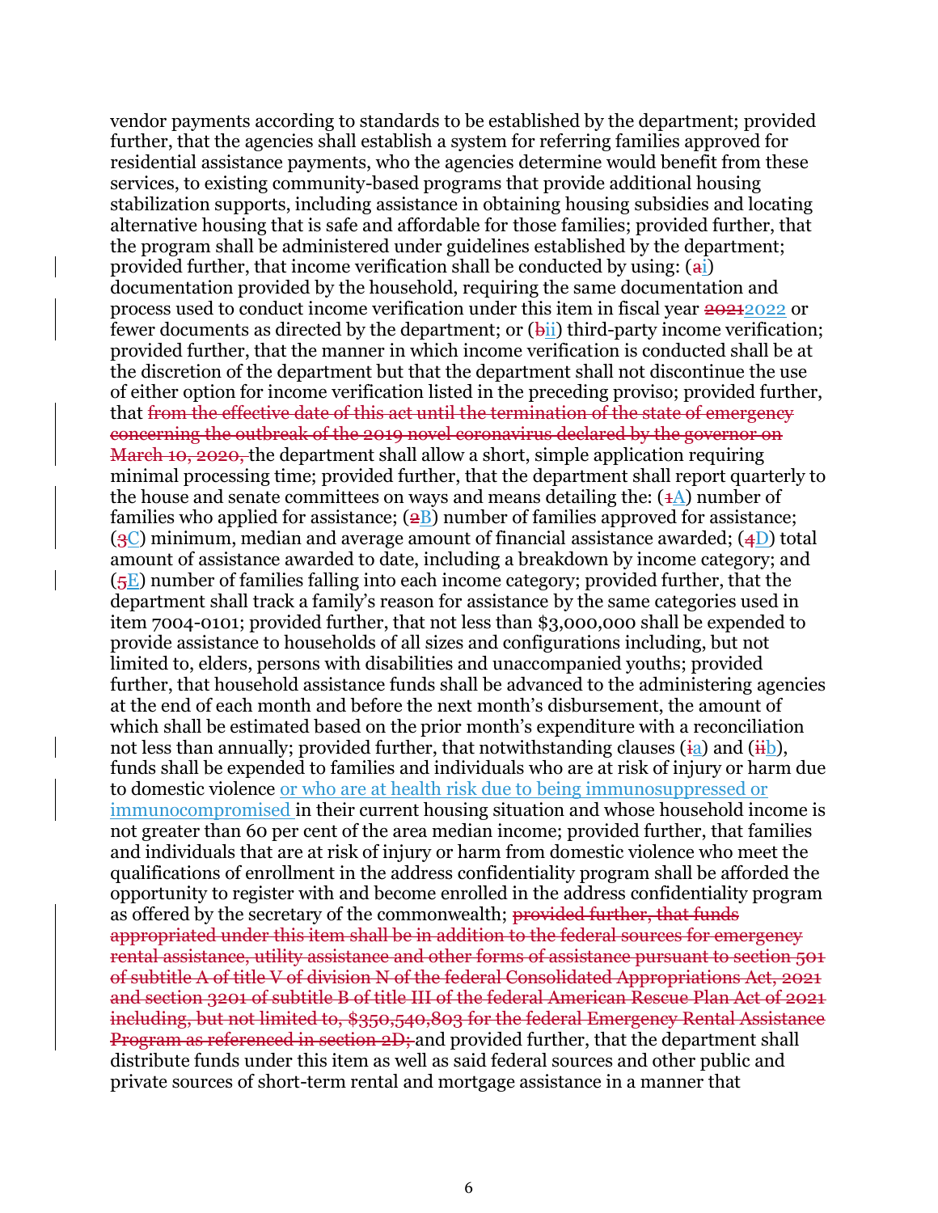vendor payments according to standards to be established by the department; provided further, that the agencies shall establish a system for referring families approved for residential assistance payments, who the agencies determine would benefit from these services, to existing community-based programs that provide additional housing stabilization supports, including assistance in obtaining housing subsidies and locating alternative housing that is safe and affordable for those families; provided further, that the program shall be administered under guidelines established by the department; provided further, that income verification shall be conducted by using: (~~a~~<u>i</u>) documentation provided by the household, requiring the same documentation and process used to conduct income verification under this item in fiscal year ~~2021~~<u>2022</u> or fewer documents as directed by the department; or (~~b~~<u>ii</u>) third-party income verification; provided further, that the manner in which income verification is conducted shall be at the discretion of the department but that the department shall not discontinue the use of either option for income verification listed in the preceding proviso; provided further, that ~~from the effective date of this act until the termination of the state of emergency concerning the outbreak of the 2019 novel coronavirus declared by the governor on March 10, 2020,~~ the department shall allow a short, simple application requiring minimal processing time; provided further, that the department shall report quarterly to the house and senate committees on ways and means detailing the: (~~1~~<u>A</u>) number of families who applied for assistance; (~~2~~<u>B</u>) number of families approved for assistance; (~~3~~<u>C</u>) minimum, median and average amount of financial assistance awarded; (~~4~~<u>D</u>) total amount of assistance awarded to date, including a breakdown by income category; and (~~5~~<u>E</u>) number of families falling into each income category; provided further, that the department shall track a family's reason for assistance by the same categories used in item 7004-0101; provided further, that not less than $3,000,000 shall be expended to provide assistance to households of all sizes and configurations including, but not limited to, elders, persons with disabilities and unaccompanied youths; provided further, that household assistance funds shall be advanced to the administering agencies at the end of each month and before the next month's disbursement, the amount of which shall be estimated based on the prior month's expenditure with a reconciliation not less than annually; provided further, that notwithstanding clauses (~~i~~<u>a</u>) and (~~ii~~<u>b</u>), funds shall be expended to families and individuals who are at risk of injury or harm due to domestic violence <u>or who are at health risk due to being immunosuppressed or immunocompromised</u> in their current housing situation and whose household income is not greater than 60 per cent of the area median income; provided further, that families and individuals that are at risk of injury or harm from domestic violence who meet the qualifications of enrollment in the address confidentiality program shall be afforded the opportunity to register with and become enrolled in the address confidentiality program as offered by the secretary of the commonwealth; ~~provided further, that funds appropriated under this item shall be in addition to the federal sources for emergency rental assistance, utility assistance and other forms of assistance pursuant to section 501 of subtitle A of title V of division N of the federal Consolidated Appropriations Act, 2021 and section 3201 of subtitle B of title III of the federal American Rescue Plan Act of 2021 including, but not limited to, $350,540,803 for the federal Emergency Rental Assistance Program as referenced in section 2D;~~ and provided further, that the department shall distribute funds under this item as well as said federal sources and other public and private sources of short-term rental and mortgage assistance in a manner that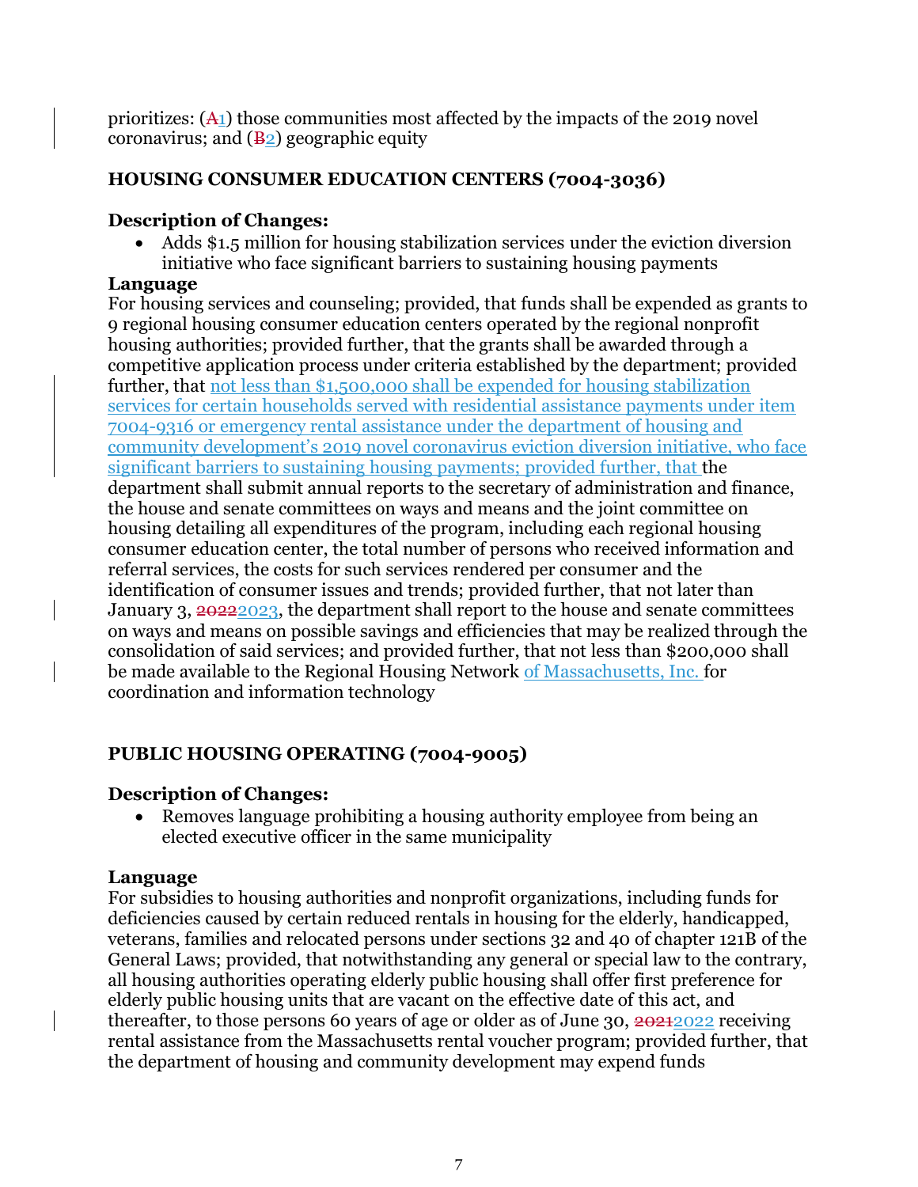prioritizes: (A1) those communities most affected by the impacts of the 2019 novel coronavirus; and (B2) geographic equity

## HOUSING CONSUMER EDUCATION CENTERS (7004-3036)

**Description of Changes:**

- Adds $1.5 million for housing stabilization services under the eviction diversion initiative who face significant barriers to sustaining housing payments

**Language**

For housing services and counseling; provided, that funds shall be expended as grants to 9 regional housing consumer education centers operated by the regional nonprofit housing authorities; provided further, that the grants shall be awarded through a competitive application process under criteria established by the department; provided further, that not less than $1,500,000 shall be expended for housing stabilization services for certain households served with residential assistance payments under item 7004-9316 or emergency rental assistance under the department of housing and community development's 2019 novel coronavirus eviction diversion initiative, who face significant barriers to sustaining housing payments; provided further, that the department shall submit annual reports to the secretary of administration and finance, the house and senate committees on ways and means and the joint committee on housing detailing all expenditures of the program, including each regional housing consumer education center, the total number of persons who received information and referral services, the costs for such services rendered per consumer and the identification of consumer issues and trends; provided further, that not later than January 3, 20222023, the department shall report to the house and senate committees on ways and means on possible savings and efficiencies that may be realized through the consolidation of said services; and provided further, that not less than $200,000 shall be made available to the Regional Housing Network of Massachusetts, Inc. for coordination and information technology

## PUBLIC HOUSING OPERATING (7004-9005)

**Description of Changes:**

- Removes language prohibiting a housing authority employee from being an elected executive officer in the same municipality

**Language**

For subsidies to housing authorities and nonprofit organizations, including funds for deficiencies caused by certain reduced rentals in housing for the elderly, handicapped, veterans, families and relocated persons under sections 32 and 40 of chapter 121B of the General Laws; provided, that notwithstanding any general or special law to the contrary, all housing authorities operating elderly public housing shall offer first preference for elderly public housing units that are vacant on the effective date of this act, and thereafter, to those persons 60 years of age or older as of June 30, 20212022 receiving rental assistance from the Massachusetts rental voucher program; provided further, that the department of housing and community development may expend funds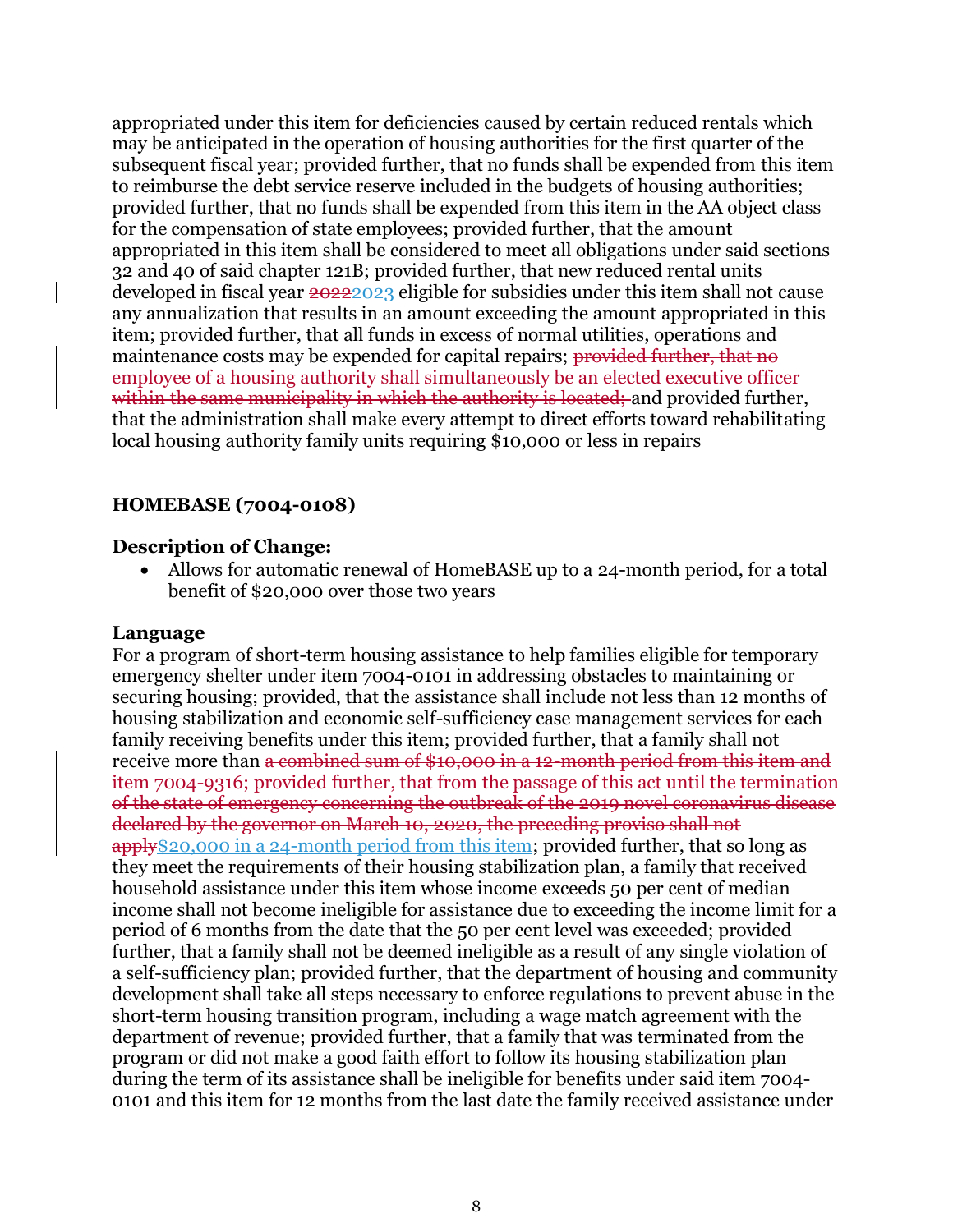appropriated under this item for deficiencies caused by certain reduced rentals which may be anticipated in the operation of housing authorities for the first quarter of the subsequent fiscal year; provided further, that no funds shall be expended from this item to reimburse the debt service reserve included in the budgets of housing authorities; provided further, that no funds shall be expended from this item in the AA object class for the compensation of state employees; provided further, that the amount appropriated in this item shall be considered to meet all obligations under said sections 32 and 40 of said chapter 121B; provided further, that new reduced rental units developed in fiscal year ~~2022~~2023 eligible for subsidies under this item shall not cause any annualization that results in an amount exceeding the amount appropriated in this item; provided further, that all funds in excess of normal utilities, operations and maintenance costs may be expended for capital repairs; ~~provided further, that no employee of a housing authority shall simultaneously be an elected executive officer within the same municipality in which the authority is located;~~ and provided further, that the administration shall make every attempt to direct efforts toward rehabilitating local housing authority family units requiring $10,000 or less in repairs

### HOMEBASE (7004-0108)

**Description of Change:**

- Allows for automatic renewal of HomeBASE up to a 24-month period, for a total benefit of $20,000 over those two years

**Language**

For a program of short-term housing assistance to help families eligible for temporary emergency shelter under item 7004-0101 in addressing obstacles to maintaining or securing housing; provided, that the assistance shall include not less than 12 months of housing stabilization and economic self-sufficiency case management services for each family receiving benefits under this item; provided further, that a family shall not receive more than ~~a combined sum of $10,000 in a 12-month period from this item and item 7004-9316; provided further, that from the passage of this act until the termination of the state of emergency concerning the outbreak of the 2019 novel coronavirus disease declared by the governor on March 10, 2020, the preceding proviso shall not apply~~$20,000 in a 24-month period from this item; provided further, that so long as they meet the requirements of their housing stabilization plan, a family that received household assistance under this item whose income exceeds 50 per cent of median income shall not become ineligible for assistance due to exceeding the income limit for a period of 6 months from the date that the 50 per cent level was exceeded; provided further, that a family shall not be deemed ineligible as a result of any single violation of a self-sufficiency plan; provided further, that the department of housing and community development shall take all steps necessary to enforce regulations to prevent abuse in the short-term housing transition program, including a wage match agreement with the department of revenue; provided further, that a family that was terminated from the program or did not make a good faith effort to follow its housing stabilization plan during the term of its assistance shall be ineligible for benefits under said item 7004-0101 and this item for 12 months from the last date the family received assistance under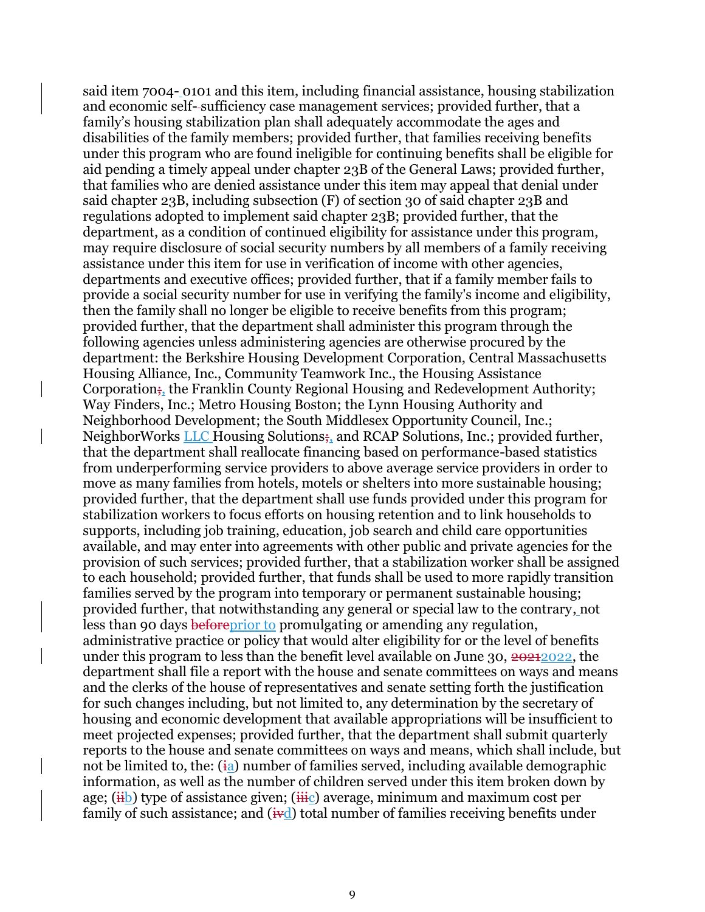said item 7004-0101 and this item, including financial assistance, housing stabilization and economic self-sufficiency case management services; provided further, that a family's housing stabilization plan shall adequately accommodate the ages and disabilities of the family members; provided further, that families receiving benefits under this program who are found ineligible for continuing benefits shall be eligible for aid pending a timely appeal under chapter 23B of the General Laws; provided further, that families who are denied assistance under this item may appeal that denial under said chapter 23B, including subsection (F) of section 30 of said chapter 23B and regulations adopted to implement said chapter 23B; provided further, that the department, as a condition of continued eligibility for assistance under this program, may require disclosure of social security numbers by all members of a family receiving assistance under this item for use in verification of income with other agencies, departments and executive offices; provided further, that if a family member fails to provide a social security number for use in verifying the family's income and eligibility, then the family shall no longer be eligible to receive benefits from this program; provided further, that the department shall administer this program through the following agencies unless administering agencies are otherwise procured by the department: the Berkshire Housing Development Corporation, Central Massachusetts Housing Alliance, Inc., Community Teamwork Inc., the Housing Assistance Corporation~~;~~, the Franklin County Regional Housing and Redevelopment Authority; Way Finders, Inc.; Metro Housing Boston; the Lynn Housing Authority and Neighborhood Development; the South Middlesex Opportunity Council, Inc.; NeighborWorks LLC Housing Solutions~~;~~, and RCAP Solutions, Inc.; provided further, that the department shall reallocate financing based on performance-based statistics from underperforming service providers to above average service providers in order to move as many families from hotels, motels or shelters into more sustainable housing; provided further, that the department shall use funds provided under this program for stabilization workers to focus efforts on housing retention and to link households to supports, including job training, education, job search and child care opportunities available, and may enter into agreements with other public and private agencies for the provision of such services; provided further, that a stabilization worker shall be assigned to each household; provided further, that funds shall be used to more rapidly transition families served by the program into temporary or permanent sustainable housing; provided further, that notwithstanding any general or special law to the contrary, not less than 90 days ~~before~~prior to promulgating or amending any regulation, administrative practice or policy that would alter eligibility for or the level of benefits under this program to less than the benefit level available on June 30, ~~2021~~2022, the department shall file a report with the house and senate committees on ways and means and the clerks of the house of representatives and senate setting forth the justification for such changes including, but not limited to, any determination by the secretary of housing and economic development that available appropriations will be insufficient to meet projected expenses; provided further, that the department shall submit quarterly reports to the house and senate committees on ways and means, which shall include, but not be limited to, the: (~~i~~a) number of families served, including available demographic information, as well as the number of children served under this item broken down by age; (~~ii~~b) type of assistance given; (~~iii~~c) average, minimum and maximum cost per family of such assistance; and (~~iv~~d) total number of families receiving benefits under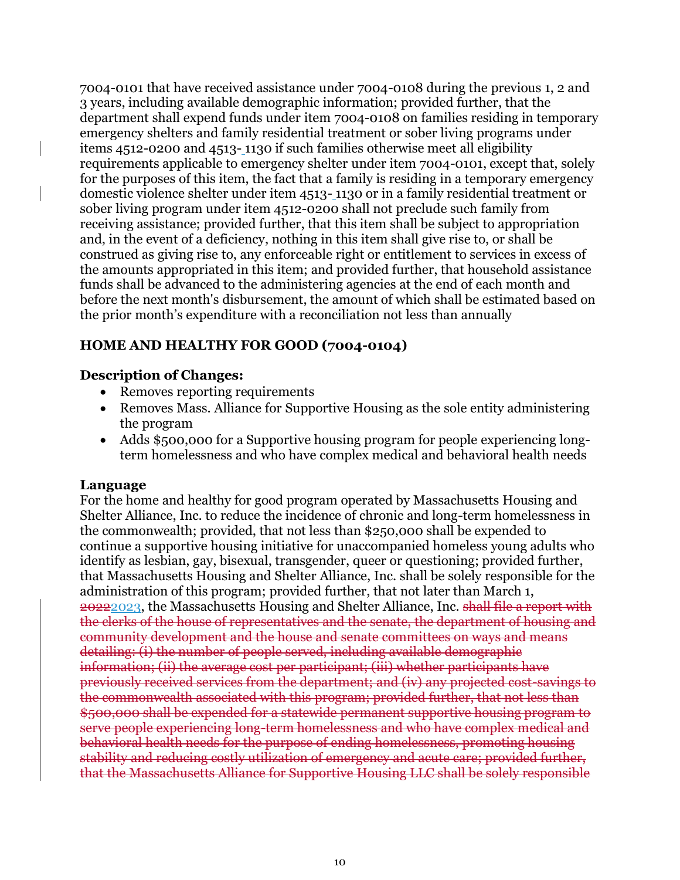7004-0101 that have received assistance under 7004-0108 during the previous 1, 2 and 3 years, including available demographic information; provided further, that the department shall expend funds under item 7004-0108 on families residing in temporary emergency shelters and family residential treatment or sober living programs under items 4512-0200 and 4513-1130 if such families otherwise meet all eligibility requirements applicable to emergency shelter under item 7004-0101, except that, solely for the purposes of this item, the fact that a family is residing in a temporary emergency domestic violence shelter under item 4513-1130 or in a family residential treatment or sober living program under item 4512-0200 shall not preclude such family from receiving assistance; provided further, that this item shall be subject to appropriation and, in the event of a deficiency, nothing in this item shall give rise to, or shall be construed as giving rise to, any enforceable right or entitlement to services in excess of the amounts appropriated in this item; and provided further, that household assistance funds shall be advanced to the administering agencies at the end of each month and before the next month's disbursement, the amount of which shall be estimated based on the prior month's expenditure with a reconciliation not less than annually

### HOME AND HEALTHY FOR GOOD (7004-0104)

**Description of Changes:**

- Removes reporting requirements
- Removes Mass. Alliance for Supportive Housing as the sole entity administering the program
- Adds $500,000 for a Supportive housing program for people experiencing long-term homelessness and who have complex medical and behavioral health needs

**Language**

For the home and healthy for good program operated by Massachusetts Housing and Shelter Alliance, Inc. to reduce the incidence of chronic and long-term homelessness in the commonwealth; provided, that not less than $250,000 shall be expended to continue a supportive housing initiative for unaccompanied homeless young adults who identify as lesbian, gay, bisexual, transgender, queer or questioning; provided further, that Massachusetts Housing and Shelter Alliance, Inc. shall be solely responsible for the administration of this program; provided further, that not later than March 1, ~~2022~~2023, the Massachusetts Housing and Shelter Alliance, Inc. ~~shall file a report with the clerks of the house of representatives and the senate, the department of housing and community development and the house and senate committees on ways and means detailing: (i) the number of people served, including available demographic information; (ii) the average cost per participant; (iii) whether participants have previously received services from the department; and (iv) any projected cost-savings to the commonwealth associated with this program; provided further, that not less than $500,000 shall be expended for a statewide permanent supportive housing program to serve people experiencing long-term homelessness and who have complex medical and behavioral health needs for the purpose of ending homelessness, promoting housing stability and reducing costly utilization of emergency and acute care; provided further, that the Massachusetts Alliance for Supportive Housing LLC shall be solely responsible~~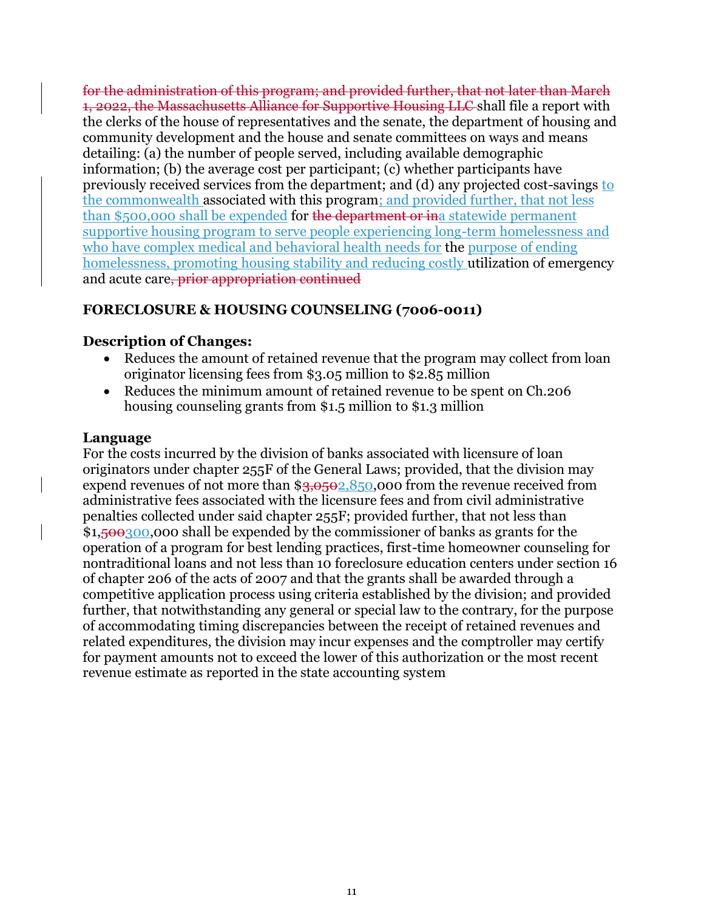~~for the administration of this program; and provided further, that not later than March 1, 2022, the Massachusetts Alliance for Supportive Housing LLC~~ shall file a report with the clerks of the house of representatives and the senate, the department of housing and community development and the house and senate committees on ways and means detailing: (a) the number of people served, including available demographic information; (b) the average cost per participant; (c) whether participants have previously received services from the department; and (d) any projected cost-savings to the commonwealth associated with this program; and provided further, that not less than $500,000 shall be expended for ~~the department or in~~a statewide permanent supportive housing program to serve people experiencing long-term homelessness and who have complex medical and behavioral health needs for the purpose of ending homelessness, promoting housing stability and reducing costly utilization of emergency and acute care~~, prior appropriation continued~~

**FORECLOSURE & HOUSING COUNSELING (7006-0011)**

**Description of Changes:**

- Reduces the amount of retained revenue that the program may collect from loan originator licensing fees from $3.05 million to $2.85 million
- Reduces the minimum amount of retained revenue to be spent on Ch.206 housing counseling grants from $1.5 million to $1.3 million

**Language**

For the costs incurred by the division of banks associated with licensure of loan originators under chapter 255F of the General Laws; provided, that the division may expend revenues of not more than $~~3,050~~2,850,000 from the revenue received from administrative fees associated with the licensure fees and from civil administrative penalties collected under said chapter 255F; provided further, that not less than $1,~~500~~300,000 shall be expended by the commissioner of banks as grants for the operation of a program for best lending practices, first-time homeowner counseling for nontraditional loans and not less than 10 foreclosure education centers under section 16 of chapter 206 of the acts of 2007 and that the grants shall be awarded through a competitive application process using criteria established by the division; and provided further, that notwithstanding any general or special law to the contrary, for the purpose of accommodating timing discrepancies between the receipt of retained revenues and related expenditures, the division may incur expenses and the comptroller may certify for payment amounts not to exceed the lower of this authorization or the most recent revenue estimate as reported in the state accounting system